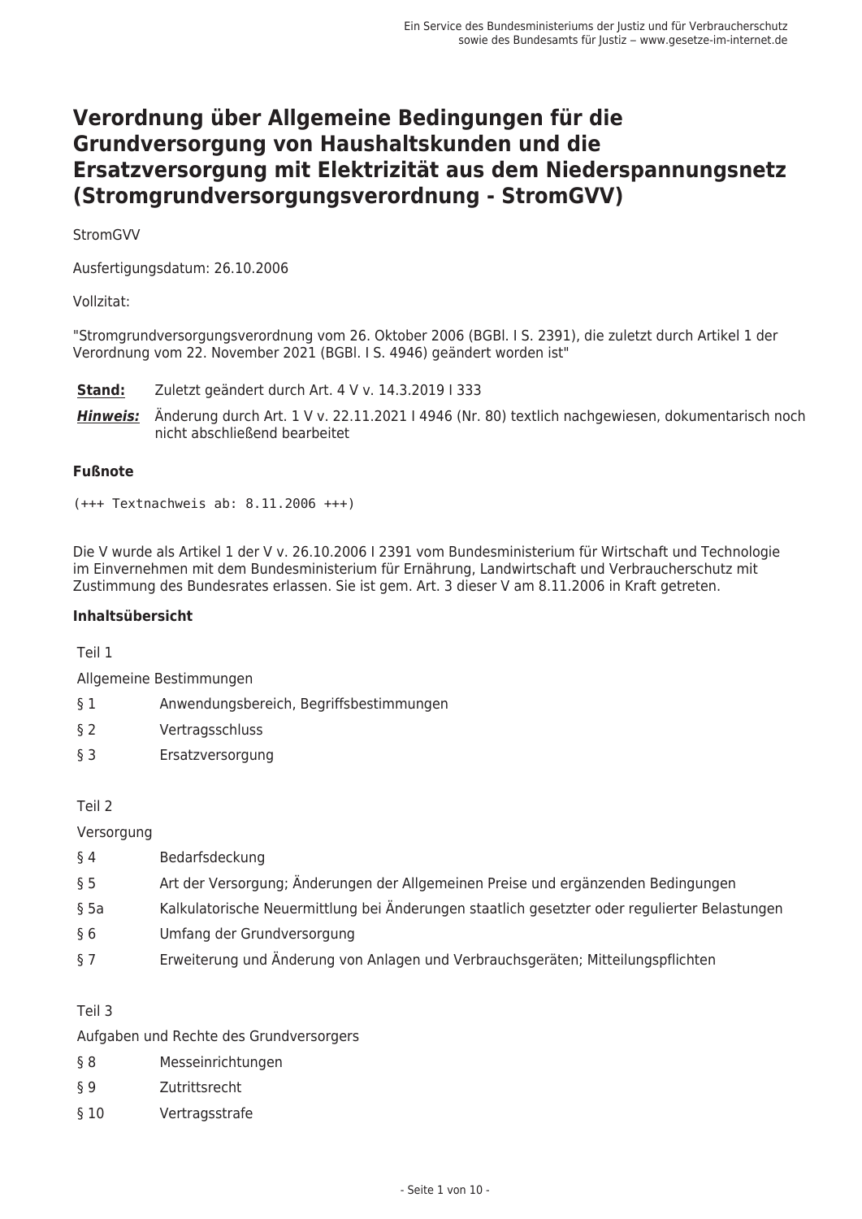# Verordnung über Allgemeine Bedingungen für die Grundversorgung von Haushaltskunden und die Ersatzversorgung mit Elektrizität aus dem Niederspannungsnetz (Stromgrundversorgungsverordnung - StromGVV)

StromGVV

Ausfertigungsdatum: 26.10.2006

Vollzitat:

"Stromgrundversorgungsverordnung vom 26. Oktober 2006 (BGBl. I S. 2391), die zuletzt durch Artikel 1 der Verordnung vom 22. November 2021 (BGBl. I S. 4946) geändert worden ist"

| | |
|---|---|
| **Stand:** | Zuletzt geändert durch Art. 4 V v. 14.3.2019 I 333 |
| ***Hinweis:*** | Änderung durch Art. 1 V v. 22.11.2021 I 4946 (Nr. 80) textlich nachgewiesen, dokumentarisch noch nicht abschließend bearbeitet |

### Fußnote

```
(+++ Textnachweis ab: 8.11.2006 +++)
```

Die V wurde als Artikel 1 der V v. 26.10.2006 I 2391 vom Bundesministerium für Wirtschaft und Technologie im Einvernehmen mit dem Bundesministerium für Ernährung, Landwirtschaft und Verbraucherschutz mit Zustimmung des Bundesrates erlassen. Sie ist gem. Art. 3 dieser V am 8.11.2006 in Kraft getreten.

### Inhaltsübersicht

Teil 1

Allgemeine Bestimmungen

| | |
|---|---|
| § 1 | Anwendungsbereich, Begriffsbestimmungen |
| § 2 | Vertragsschluss |
| § 3 | Ersatzversorgung |

Teil 2

Versorgung

| | |
|---|---|
| § 4 | Bedarfsdeckung |
| § 5 | Art der Versorgung; Änderungen der Allgemeinen Preise und ergänzenden Bedingungen |
| § 5a | Kalkulatorische Neuermittlung bei Änderungen staatlich gesetzter oder regulierter Belastungen |
| § 6 | Umfang der Grundversorgung |
| § 7 | Erweiterung und Änderung von Anlagen und Verbrauchsgeräten; Mitteilungspflichten |

Teil 3

Aufgaben und Rechte des Grundversorgers

| | |
|---|---|
| § 8 | Messeinrichtungen |
| § 9 | Zutrittsrecht |
| § 10 | Vertragsstrafe |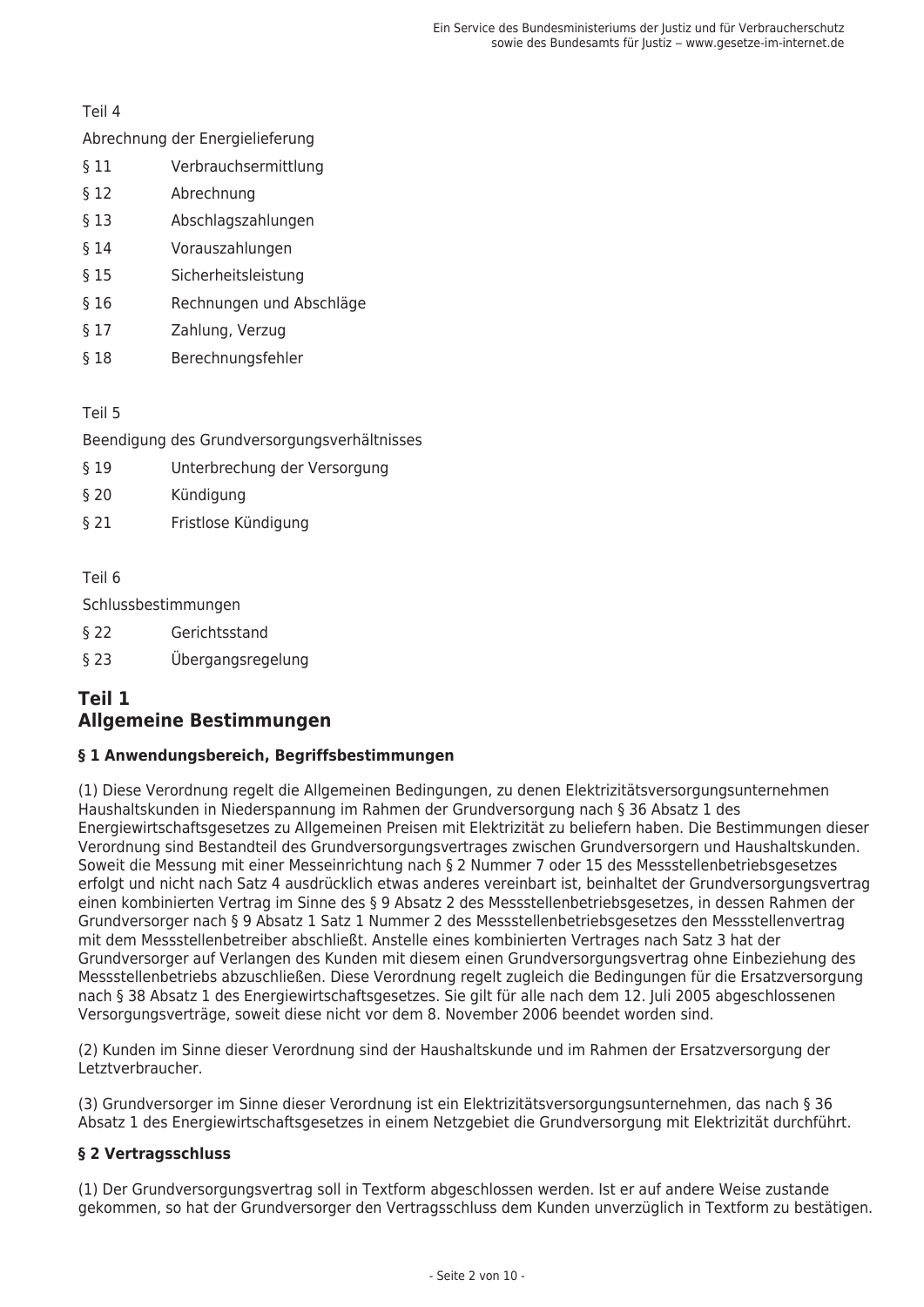Teil 4

Abrechnung der Energielieferung

§ 11 Verbrauchsermittlung

§ 12 Abrechnung

§ 13 Abschlagszahlungen

§ 14 Vorauszahlungen

§ 15 Sicherheitsleistung

§ 16 Rechnungen und Abschläge

§ 17 Zahlung, Verzug

§ 18 Berechnungsfehler

Teil 5

Beendigung des Grundversorgungsverhältnisses

§ 19 Unterbrechung der Versorgung

§ 20 Kündigung

§ 21 Fristlose Kündigung

Teil 6

Schlussbestimmungen

§ 22 Gerichtsstand

§ 23 Übergangsregelung

## Teil 1
## Allgemeine Bestimmungen

### § 1 Anwendungsbereich, Begriffsbestimmungen

(1) Diese Verordnung regelt die Allgemeinen Bedingungen, zu denen Elektrizitätsversorgungsunternehmen Haushaltskunden in Niederspannung im Rahmen der Grundversorgung nach § 36 Absatz 1 des Energiewirtschaftsgesetzes zu Allgemeinen Preisen mit Elektrizität zu beliefern haben. Die Bestimmungen dieser Verordnung sind Bestandteil des Grundversorgungsvertrages zwischen Grundversorgern und Haushaltskunden. Soweit die Messung mit einer Messeinrichtung nach § 2 Nummer 7 oder 15 des Messstellenbetriebsgesetzes erfolgt und nicht nach Satz 4 ausdrücklich etwas anderes vereinbart ist, beinhaltet der Grundversorgungsvertrag einen kombinierten Vertrag im Sinne des § 9 Absatz 2 des Messstellenbetriebsgesetzes, in dessen Rahmen der Grundversorger nach § 9 Absatz 1 Satz 1 Nummer 2 des Messstellenbetriebsgesetzes den Messstellenvertrag mit dem Messstellenbetreiber abschließt. Anstelle eines kombinierten Vertrages nach Satz 3 hat der Grundversorger auf Verlangen des Kunden mit diesem einen Grundversorgungsvertrag ohne Einbeziehung des Messstellenbetriebs abzuschließen. Diese Verordnung regelt zugleich die Bedingungen für die Ersatzversorgung nach § 38 Absatz 1 des Energiewirtschaftsgesetzes. Sie gilt für alle nach dem 12. Juli 2005 abgeschlossenen Versorgungsverträge, soweit diese nicht vor dem 8. November 2006 beendet worden sind.

(2) Kunden im Sinne dieser Verordnung sind der Haushaltskunde und im Rahmen der Ersatzversorgung der Letztverbraucher.

(3) Grundversorger im Sinne dieser Verordnung ist ein Elektrizitätsversorgungsunternehmen, das nach § 36 Absatz 1 des Energiewirtschaftsgesetzes in einem Netzgebiet die Grundversorgung mit Elektrizität durchführt.

### § 2 Vertragsschluss

(1) Der Grundversorgungsvertrag soll in Textform abgeschlossen werden. Ist er auf andere Weise zustande gekommen, so hat der Grundversorger den Vertragsschluss dem Kunden unverzüglich in Textform zu bestätigen.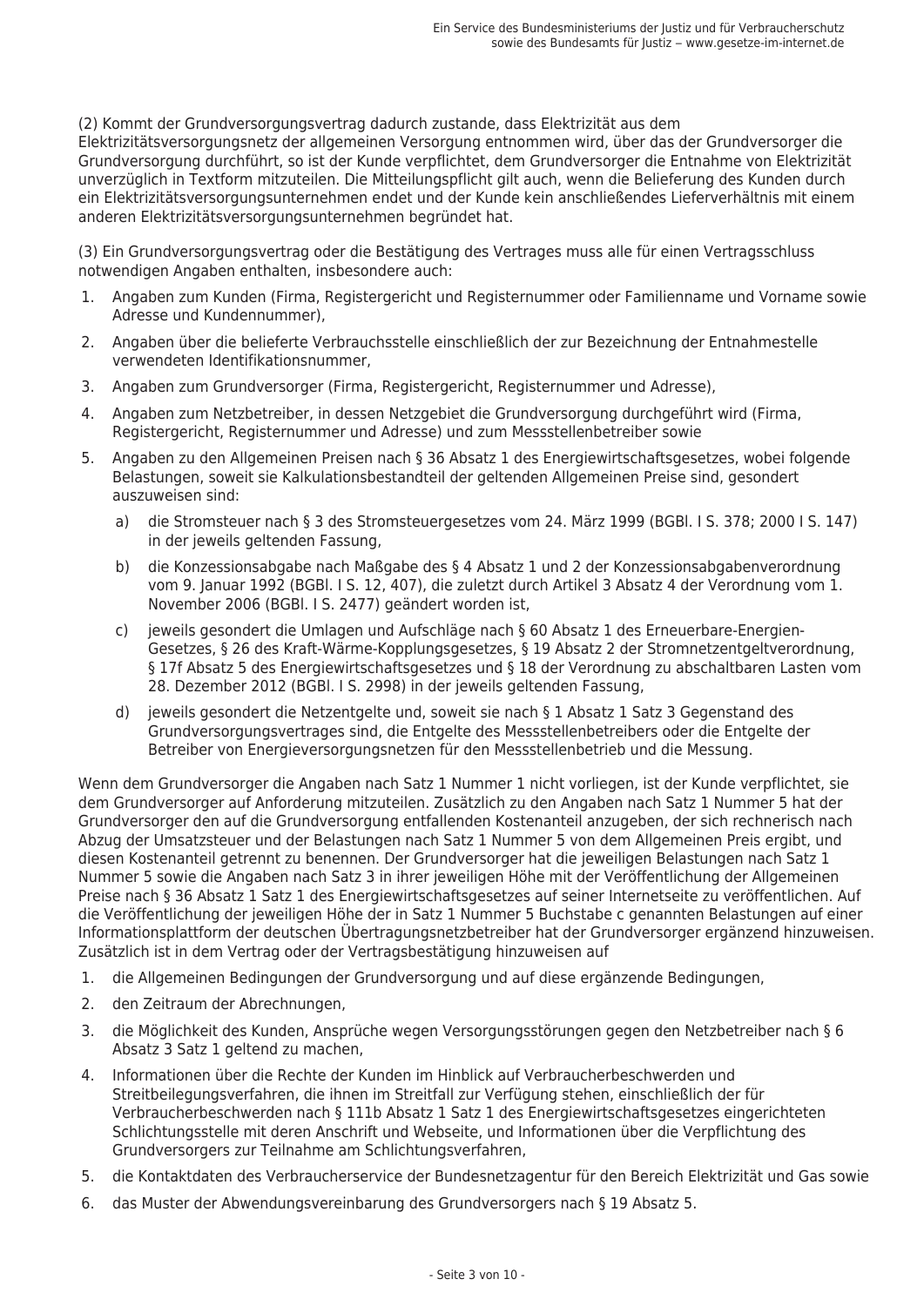(2) Kommt der Grundversorgungsvertrag dadurch zustande, dass Elektrizität aus dem Elektrizitätsversorgungsnetz der allgemeinen Versorgung entnommen wird, über das der Grundversorger die Grundversorgung durchführt, so ist der Kunde verpflichtet, dem Grundversorger die Entnahme von Elektrizität unverzüglich in Textform mitzuteilen. Die Mitteilungspflicht gilt auch, wenn die Belieferung des Kunden durch ein Elektrizitätsversorgungsunternehmen endet und der Kunde kein anschließendes Lieferverhältnis mit einem anderen Elektrizitätsversorgungsunternehmen begründet hat.

(3) Ein Grundversorgungsvertrag oder die Bestätigung des Vertrages muss alle für einen Vertragsschluss notwendigen Angaben enthalten, insbesondere auch:

1. Angaben zum Kunden (Firma, Registergericht und Registernummer oder Familienname und Vorname sowie Adresse und Kundennummer),
2. Angaben über die belieferte Verbrauchsstelle einschließlich der zur Bezeichnung der Entnahmestelle verwendeten Identifikationsnummer,
3. Angaben zum Grundversorger (Firma, Registergericht, Registernummer und Adresse),
4. Angaben zum Netzbetreiber, in dessen Netzgebiet die Grundversorgung durchgeführt wird (Firma, Registergericht, Registernummer und Adresse) und zum Messstellenbetreiber sowie
5. Angaben zu den Allgemeinen Preisen nach § 36 Absatz 1 des Energiewirtschaftsgesetzes, wobei folgende Belastungen, soweit sie Kalkulationsbestandteil der geltenden Allgemeinen Preise sind, gesondert auszuweisen sind:
   a) die Stromsteuer nach § 3 des Stromsteuergesetzes vom 24. März 1999 (BGBl. I S. 378; 2000 I S. 147) in der jeweils geltenden Fassung,
   b) die Konzessionsabgabe nach Maßgabe des § 4 Absatz 1 und 2 der Konzessionsabgabenverordnung vom 9. Januar 1992 (BGBl. I S. 12, 407), die zuletzt durch Artikel 3 Absatz 4 der Verordnung vom 1. November 2006 (BGBl. I S. 2477) geändert worden ist,
   c) jeweils gesondert die Umlagen und Aufschläge nach § 60 Absatz 1 des Erneuerbare-Energien-Gesetzes, § 26 des Kraft-Wärme-Kopplungsgesetzes, § 19 Absatz 2 der Stromnetzentgeltverordnung, § 17f Absatz 5 des Energiewirtschaftsgesetzes und § 18 der Verordnung zu abschaltbaren Lasten vom 28. Dezember 2012 (BGBl. I S. 2998) in der jeweils geltenden Fassung,
   d) jeweils gesondert die Netzentgelte und, soweit sie nach § 1 Absatz 1 Satz 3 Gegenstand des Grundversorgungsvertrages sind, die Entgelte des Messstellenbetreibers oder die Entgelte der Betreiber von Energieversorgungsnetzen für den Messstellenbetrieb und die Messung.

Wenn dem Grundversorger die Angaben nach Satz 1 Nummer 1 nicht vorliegen, ist der Kunde verpflichtet, sie dem Grundversorger auf Anforderung mitzuteilen. Zusätzlich zu den Angaben nach Satz 1 Nummer 5 hat der Grundversorger den auf die Grundversorgung entfallenden Kostenanteil anzugeben, der sich rechnerisch nach Abzug der Umsatzsteuer und der Belastungen nach Satz 1 Nummer 5 von dem Allgemeinen Preis ergibt, und diesen Kostenanteil getrennt zu benennen. Der Grundversorger hat die jeweiligen Belastungen nach Satz 1 Nummer 5 sowie die Angaben nach Satz 3 in ihrer jeweiligen Höhe mit der Veröffentlichung der Allgemeinen Preise nach § 36 Absatz 1 Satz 1 des Energiewirtschaftsgesetzes auf seiner Internetseite zu veröffentlichen. Auf die Veröffentlichung der jeweiligen Höhe der in Satz 1 Nummer 5 Buchstabe c genannten Belastungen auf einer Informationsplattform der deutschen Übertragungsnetzbetreiber hat der Grundversorger ergänzend hinzuweisen. Zusätzlich ist in dem Vertrag oder der Vertragsbestätigung hinzuweisen auf

1. die Allgemeinen Bedingungen der Grundversorgung und auf diese ergänzende Bedingungen,
2. den Zeitraum der Abrechnungen,
3. die Möglichkeit des Kunden, Ansprüche wegen Versorgungsstörungen gegen den Netzbetreiber nach § 6 Absatz 3 Satz 1 geltend zu machen,
4. Informationen über die Rechte der Kunden im Hinblick auf Verbraucherbeschwerden und Streitbeilegungsverfahren, die ihnen im Streitfall zur Verfügung stehen, einschließlich der für Verbraucherbeschwerden nach § 111b Absatz 1 Satz 1 des Energiewirtschaftsgesetzes eingerichteten Schlichtungsstelle mit deren Anschrift und Webseite, und Informationen über die Verpflichtung des Grundversorgers zur Teilnahme am Schlichtungsverfahren,
5. die Kontaktdaten des Verbraucherservice der Bundesnetzagentur für den Bereich Elektrizität und Gas sowie
6. das Muster der Abwendungsvereinbarung des Grundversorgers nach § 19 Absatz 5.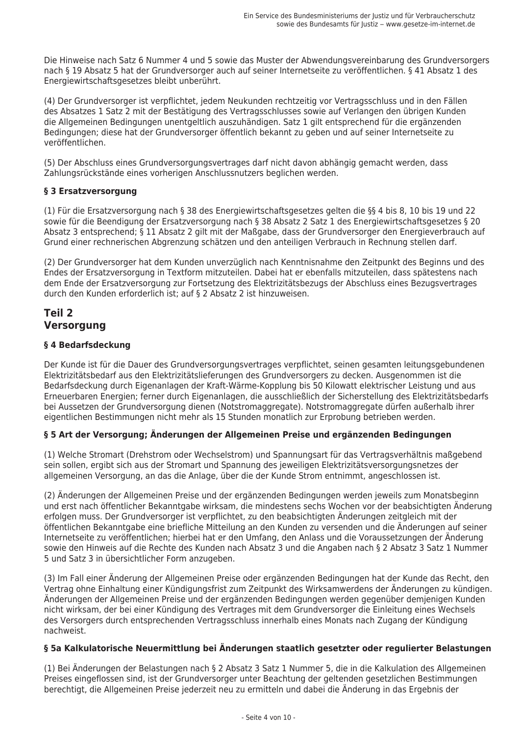Die Hinweise nach Satz 6 Nummer 4 und 5 sowie das Muster der Abwendungsvereinbarung des Grundversorgers nach § 19 Absatz 5 hat der Grundversorger auch auf seiner Internetseite zu veröffentlichen. § 41 Absatz 1 des Energiewirtschaftsgesetzes bleibt unberührt.

(4) Der Grundversorger ist verpflichtet, jedem Neukunden rechtzeitig vor Vertragsschluss und in den Fällen des Absatzes 1 Satz 2 mit der Bestätigung des Vertragsschlusses sowie auf Verlangen den übrigen Kunden die Allgemeinen Bedingungen unentgeltlich auszuhändigen. Satz 1 gilt entsprechend für die ergänzenden Bedingungen; diese hat der Grundversorger öffentlich bekannt zu geben und auf seiner Internetseite zu veröffentlichen.

(5) Der Abschluss eines Grundversorgungsvertrages darf nicht davon abhängig gemacht werden, dass Zahlungsrückstände eines vorherigen Anschlussnutzers beglichen werden.

#### § 3 Ersatzversorgung

(1) Für die Ersatzversorgung nach § 38 des Energiewirtschaftsgesetzes gelten die §§ 4 bis 8, 10 bis 19 und 22 sowie für die Beendigung der Ersatzversorgung nach § 38 Absatz 2 Satz 1 des Energiewirtschaftsgesetzes § 20 Absatz 3 entsprechend; § 11 Absatz 2 gilt mit der Maßgabe, dass der Grundversorger den Energieverbrauch auf Grund einer rechnerischen Abgrenzung schätzen und den anteiligen Verbrauch in Rechnung stellen darf.

(2) Der Grundversorger hat dem Kunden unverzüglich nach Kenntnisnahme den Zeitpunkt des Beginns und des Endes der Ersatzversorgung in Textform mitzuteilen. Dabei hat er ebenfalls mitzuteilen, dass spätestens nach dem Ende der Ersatzversorgung zur Fortsetzung des Elektrizitätsbezugs der Abschluss eines Bezugsvertrages durch den Kunden erforderlich ist; auf § 2 Absatz 2 ist hinzuweisen.

### Teil 2
### Versorgung

#### § 4 Bedarfsdeckung

Der Kunde ist für die Dauer des Grundversorgungsvertrages verpflichtet, seinen gesamten leitungsgebundenen Elektrizitätsbedarf aus den Elektrizitätslieferungen des Grundversorgers zu decken. Ausgenommen ist die Bedarfsdeckung durch Eigenanlagen der Kraft-Wärme-Kopplung bis 50 Kilowatt elektrischer Leistung und aus Erneuerbaren Energien; ferner durch Eigenanlagen, die ausschließlich der Sicherstellung des Elektrizitätsbedarfs bei Aussetzen der Grundversorgung dienen (Notstromaggregate). Notstromaggregate dürfen außerhalb ihrer eigentlichen Bestimmungen nicht mehr als 15 Stunden monatlich zur Erprobung betrieben werden.

#### § 5 Art der Versorgung; Änderungen der Allgemeinen Preise und ergänzenden Bedingungen

(1) Welche Stromart (Drehstrom oder Wechselstrom) und Spannungsart für das Vertragsverhältnis maßgebend sein sollen, ergibt sich aus der Stromart und Spannung des jeweiligen Elektrizitätsversorgungsnetzes der allgemeinen Versorgung, an das die Anlage, über die der Kunde Strom entnimmt, angeschlossen ist.

(2) Änderungen der Allgemeinen Preise und der ergänzenden Bedingungen werden jeweils zum Monatsbeginn und erst nach öffentlicher Bekanntgabe wirksam, die mindestens sechs Wochen vor der beabsichtigten Änderung erfolgen muss. Der Grundversorger ist verpflichtet, zu den beabsichtigten Änderungen zeitgleich mit der öffentlichen Bekanntgabe eine briefliche Mitteilung an den Kunden zu versenden und die Änderungen auf seiner Internetseite zu veröffentlichen; hierbei hat er den Umfang, den Anlass und die Voraussetzungen der Änderung sowie den Hinweis auf die Rechte des Kunden nach Absatz 3 und die Angaben nach § 2 Absatz 3 Satz 1 Nummer 5 und Satz 3 in übersichtlicher Form anzugeben.

(3) Im Fall einer Änderung der Allgemeinen Preise oder ergänzenden Bedingungen hat der Kunde das Recht, den Vertrag ohne Einhaltung einer Kündigungsfrist zum Zeitpunkt des Wirksamwerdens der Änderungen zu kündigen. Änderungen der Allgemeinen Preise und der ergänzenden Bedingungen werden gegenüber demjenigen Kunden nicht wirksam, der bei einer Kündigung des Vertrages mit dem Grundversorger die Einleitung eines Wechsels des Versorgers durch entsprechenden Vertragsschluss innerhalb eines Monats nach Zugang der Kündigung nachweist.

#### § 5a Kalkulatorische Neuermittlung bei Änderungen staatlich gesetzter oder regulierter Belastungen

(1) Bei Änderungen der Belastungen nach § 2 Absatz 3 Satz 1 Nummer 5, die in die Kalkulation des Allgemeinen Preises eingeflossen sind, ist der Grundversorger unter Beachtung der geltenden gesetzlichen Bestimmungen berechtigt, die Allgemeinen Preise jederzeit neu zu ermitteln und dabei die Änderung in das Ergebnis der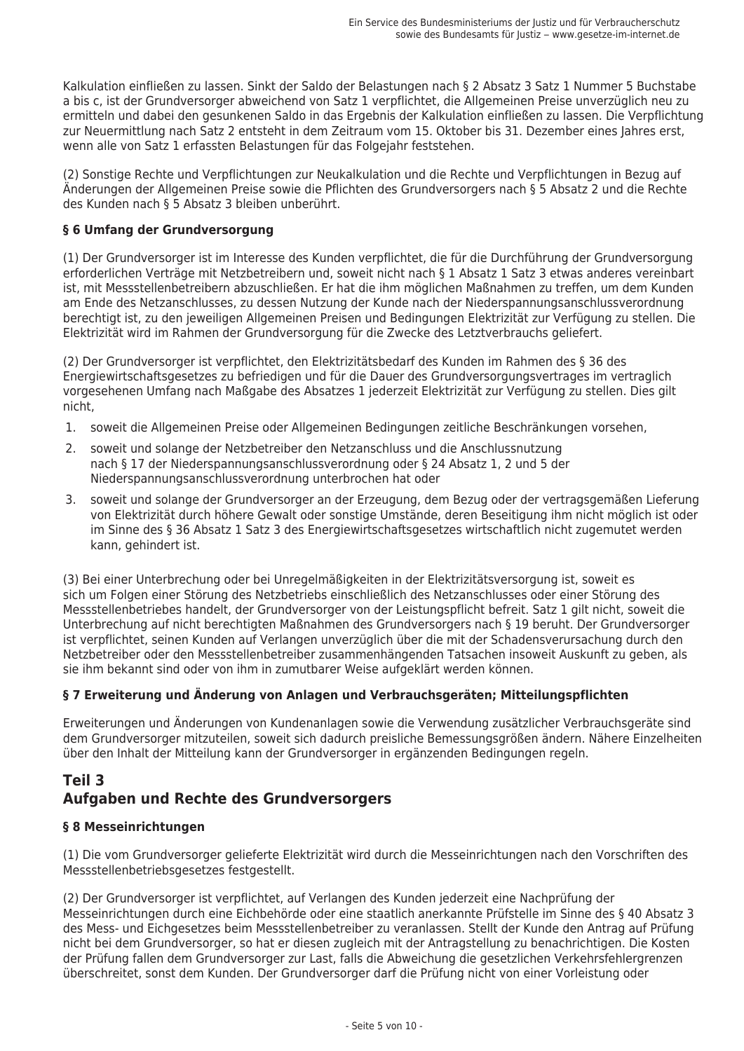Kalkulation einfließen zu lassen. Sinkt der Saldo der Belastungen nach § 2 Absatz 3 Satz 1 Nummer 5 Buchstabe a bis c, ist der Grundversorger abweichend von Satz 1 verpflichtet, die Allgemeinen Preise unverzüglich neu zu ermitteln und dabei den gesunkenen Saldo in das Ergebnis der Kalkulation einfließen zu lassen. Die Verpflichtung zur Neuermittlung nach Satz 2 entsteht in dem Zeitraum vom 15. Oktober bis 31. Dezember eines Jahres erst, wenn alle von Satz 1 erfassten Belastungen für das Folgejahr feststehen.

(2) Sonstige Rechte und Verpflichtungen zur Neukalkulation und die Rechte und Verpflichtungen in Bezug auf Änderungen der Allgemeinen Preise sowie die Pflichten des Grundversorgers nach § 5 Absatz 2 und die Rechte des Kunden nach § 5 Absatz 3 bleiben unberührt.

### § 6 Umfang der Grundversorgung

(1) Der Grundversorger ist im Interesse des Kunden verpflichtet, die für die Durchführung der Grundversorgung erforderlichen Verträge mit Netzbetreibern und, soweit nicht nach § 1 Absatz 1 Satz 3 etwas anderes vereinbart ist, mit Messstellenbetreibern abzuschließen. Er hat die ihm möglichen Maßnahmen zu treffen, um dem Kunden am Ende des Netzanschlusses, zu dessen Nutzung der Kunde nach der Niederspannungsanschlussverordnung berechtigt ist, zu den jeweiligen Allgemeinen Preisen und Bedingungen Elektrizität zur Verfügung zu stellen. Die Elektrizität wird im Rahmen der Grundversorgung für die Zwecke des Letztverbrauchs geliefert.

(2) Der Grundversorger ist verpflichtet, den Elektrizitätsbedarf des Kunden im Rahmen des § 36 des Energiewirtschaftsgesetzes zu befriedigen und für die Dauer des Grundversorgungsvertrages im vertraglich vorgesehenen Umfang nach Maßgabe des Absatzes 1 jederzeit Elektrizität zur Verfügung zu stellen. Dies gilt nicht,

1. soweit die Allgemeinen Preise oder Allgemeinen Bedingungen zeitliche Beschränkungen vorsehen,
2. soweit und solange der Netzbetreiber den Netzanschluss und die Anschlussnutzung nach § 17 der Niederspannungsanschlussverordnung oder § 24 Absatz 1, 2 und 5 der Niederspannungsanschlussverordnung unterbrochen hat oder
3. soweit und solange der Grundversorger an der Erzeugung, dem Bezug oder der vertragsgemäßen Lieferung von Elektrizität durch höhere Gewalt oder sonstige Umstände, deren Beseitigung ihm nicht möglich ist oder im Sinne des § 36 Absatz 1 Satz 3 des Energiewirtschaftsgesetzes wirtschaftlich nicht zugemutet werden kann, gehindert ist.

(3) Bei einer Unterbrechung oder bei Unregelmäßigkeiten in der Elektrizitätsversorgung ist, soweit es sich um Folgen einer Störung des Netzbetriebs einschließlich des Netzanschlusses oder einer Störung des Messstellenbetriebes handelt, der Grundversorger von der Leistungspflicht befreit. Satz 1 gilt nicht, soweit die Unterbrechung auf nicht berechtigten Maßnahmen des Grundversorgers nach § 19 beruht. Der Grundversorger ist verpflichtet, seinen Kunden auf Verlangen unverzüglich über die mit der Schadensverursachung durch den Netzbetreiber oder den Messstellenbetreiber zusammenhängenden Tatsachen insoweit Auskunft zu geben, als sie ihm bekannt sind oder von ihm in zumutbarer Weise aufgeklärt werden können.

### § 7 Erweiterung und Änderung von Anlagen und Verbrauchsgeräten; Mitteilungspflichten

Erweiterungen und Änderungen von Kundenanlagen sowie die Verwendung zusätzlicher Verbrauchsgeräte sind dem Grundversorger mitzuteilen, soweit sich dadurch preisliche Bemessungsgrößen ändern. Nähere Einzelheiten über den Inhalt der Mitteilung kann der Grundversorger in ergänzenden Bedingungen regeln.

## Teil 3
## Aufgaben und Rechte des Grundversorgers

### § 8 Messeinrichtungen

(1) Die vom Grundversorger gelieferte Elektrizität wird durch die Messeinrichtungen nach den Vorschriften des Messstellenbetriebsgesetzes festgestellt.

(2) Der Grundversorger ist verpflichtet, auf Verlangen des Kunden jederzeit eine Nachprüfung der Messeinrichtungen durch eine Eichbehörde oder eine staatlich anerkannte Prüfstelle im Sinne des § 40 Absatz 3 des Mess- und Eichgesetzes beim Messstellenbetreiber zu veranlassen. Stellt der Kunde den Antrag auf Prüfung nicht bei dem Grundversorger, so hat er diesen zugleich mit der Antragstellung zu benachrichtigen. Die Kosten der Prüfung fallen dem Grundversorger zur Last, falls die Abweichung die gesetzlichen Verkehrsfehlergrenzen überschreitet, sonst dem Kunden. Der Grundversorger darf die Prüfung nicht von einer Vorleistung oder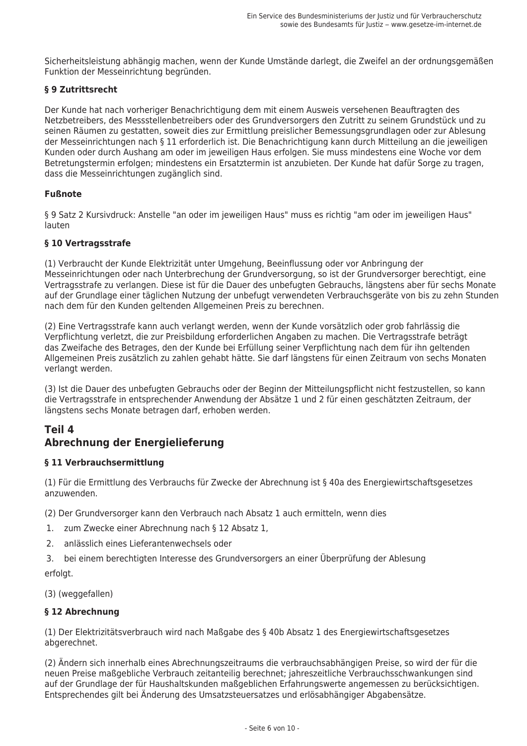Sicherheitsleistung abhängig machen, wenn der Kunde Umstände darlegt, die Zweifel an der ordnungsgemäßen Funktion der Messeinrichtung begründen.

### § 9 Zutrittsrecht

Der Kunde hat nach vorheriger Benachrichtigung dem mit einem Ausweis versehenen Beauftragten des Netzbetreibers, des Messstellenbetreibers oder des Grundversorgers den Zutritt zu seinem Grundstück und zu seinen Räumen zu gestatten, soweit dies zur Ermittlung preislicher Bemessungsgrundlagen oder zur Ablesung der Messeinrichtungen nach § 11 erforderlich ist. Die Benachrichtigung kann durch Mitteilung an die jeweiligen Kunden oder durch Aushang am oder im jeweiligen Haus erfolgen. Sie muss mindestens eine Woche vor dem Betretungstermin erfolgen; mindestens ein Ersatztermin ist anzubieten. Der Kunde hat dafür Sorge zu tragen, dass die Messeinrichtungen zugänglich sind.

#### Fußnote

§ 9 Satz 2 Kursivdruck: Anstelle "an oder im jeweiligen Haus" muss es richtig "am oder im jeweiligen Haus" lauten

### § 10 Vertragsstrafe

(1) Verbraucht der Kunde Elektrizität unter Umgehung, Beeinflussung oder vor Anbringung der Messeinrichtungen oder nach Unterbrechung der Grundversorgung, so ist der Grundversorger berechtigt, eine Vertragsstrafe zu verlangen. Diese ist für die Dauer des unbefugten Gebrauchs, längstens aber für sechs Monate auf der Grundlage einer täglichen Nutzung der unbefugt verwendeten Verbrauchsgeräte von bis zu zehn Stunden nach dem für den Kunden geltenden Allgemeinen Preis zu berechnen.

(2) Eine Vertragsstrafe kann auch verlangt werden, wenn der Kunde vorsätzlich oder grob fahrlässig die Verpflichtung verletzt, die zur Preisbildung erforderlichen Angaben zu machen. Die Vertragsstrafe beträgt das Zweifache des Betrages, den der Kunde bei Erfüllung seiner Verpflichtung nach dem für ihn geltenden Allgemeinen Preis zusätzlich zu zahlen gehabt hätte. Sie darf längstens für einen Zeitraum von sechs Monaten verlangt werden.

(3) Ist die Dauer des unbefugten Gebrauchs oder der Beginn der Mitteilungspflicht nicht festzustellen, so kann die Vertragsstrafe in entsprechender Anwendung der Absätze 1 und 2 für einen geschätzten Zeitraum, der längstens sechs Monate betragen darf, erhoben werden.

## Teil 4
## Abrechnung der Energielieferung

### § 11 Verbrauchsermittlung

(1) Für die Ermittlung des Verbrauchs für Zwecke der Abrechnung ist § 40a des Energiewirtschaftsgesetzes anzuwenden.

(2) Der Grundversorger kann den Verbrauch nach Absatz 1 auch ermitteln, wenn dies

1. zum Zwecke einer Abrechnung nach § 12 Absatz 1,
2. anlässlich eines Lieferantenwechsels oder
3. bei einem berechtigten Interesse des Grundversorgers an einer Überprüfung der Ablesung

erfolgt.

(3) (weggefallen)

### § 12 Abrechnung

(1) Der Elektrizitätsverbrauch wird nach Maßgabe des § 40b Absatz 1 des Energiewirtschaftsgesetzes abgerechnet.

(2) Ändern sich innerhalb eines Abrechnungszeitraums die verbrauchsabhängigen Preise, so wird der für die neuen Preise maßgebliche Verbrauch zeitanteilig berechnet; jahreszeitliche Verbrauchsschwankungen sind auf der Grundlage der für Haushaltskunden maßgeblichen Erfahrungswerte angemessen zu berücksichtigen. Entsprechendes gilt bei Änderung des Umsatzsteuersatzes und erlösabhängiger Abgabensätze.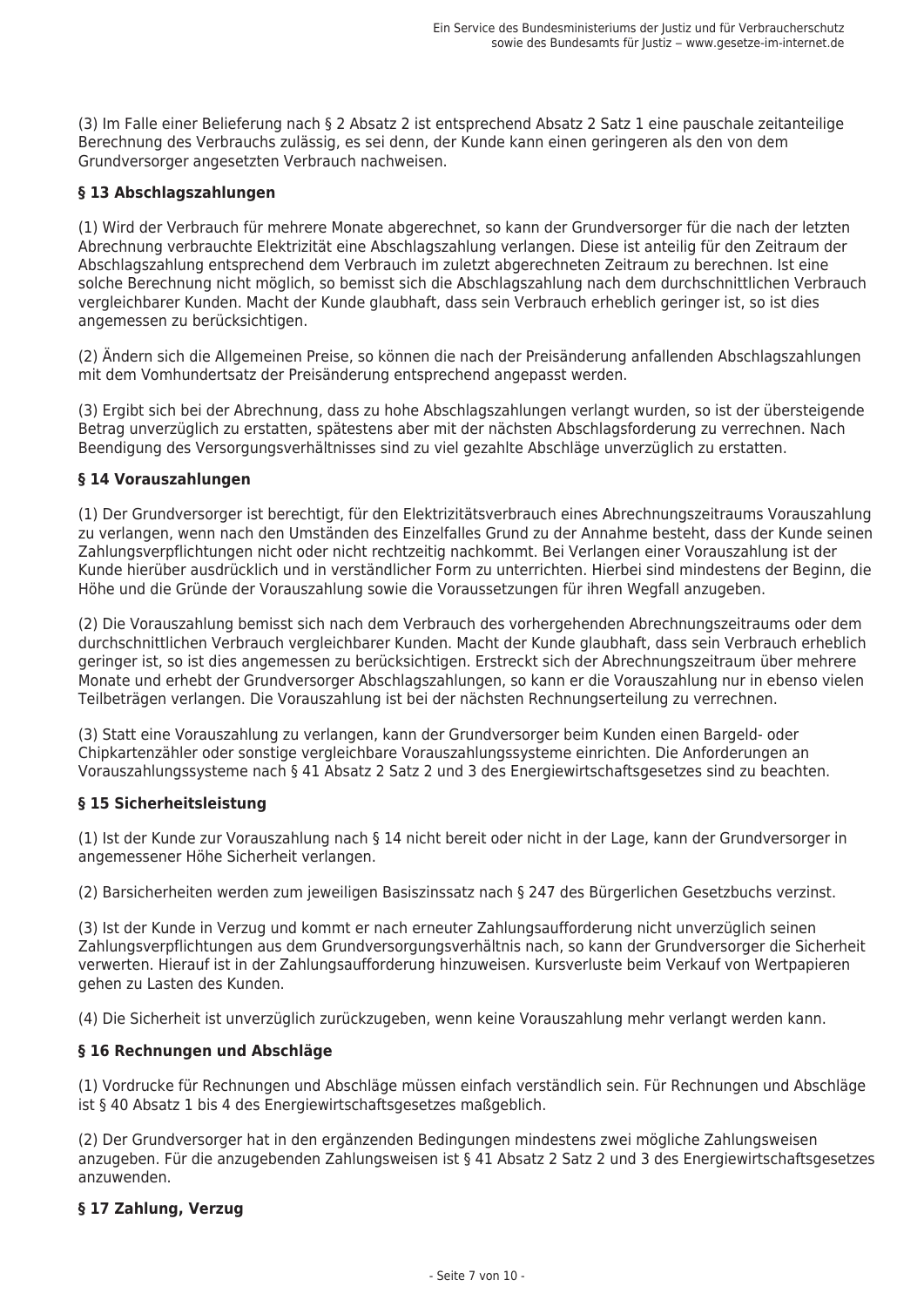(3) Im Falle einer Belieferung nach § 2 Absatz 2 ist entsprechend Absatz 2 Satz 1 eine pauschale zeitanteilige Berechnung des Verbrauchs zulässig, es sei denn, der Kunde kann einen geringeren als den von dem Grundversorger angesetzten Verbrauch nachweisen.

### § 13 Abschlagszahlungen

(1) Wird der Verbrauch für mehrere Monate abgerechnet, so kann der Grundversorger für die nach der letzten Abrechnung verbrauchte Elektrizität eine Abschlagszahlung verlangen. Diese ist anteilig für den Zeitraum der Abschlagszahlung entsprechend dem Verbrauch im zuletzt abgerechneten Zeitraum zu berechnen. Ist eine solche Berechnung nicht möglich, so bemisst sich die Abschlagszahlung nach dem durchschnittlichen Verbrauch vergleichbarer Kunden. Macht der Kunde glaubhaft, dass sein Verbrauch erheblich geringer ist, so ist dies angemessen zu berücksichtigen.

(2) Ändern sich die Allgemeinen Preise, so können die nach der Preisänderung anfallenden Abschlagszahlungen mit dem Vomhundertsatz der Preisänderung entsprechend angepasst werden.

(3) Ergibt sich bei der Abrechnung, dass zu hohe Abschlagszahlungen verlangt wurden, so ist der übersteigende Betrag unverzüglich zu erstatten, spätestens aber mit der nächsten Abschlagsforderung zu verrechnen. Nach Beendigung des Versorgungsverhältnisses sind zu viel gezahlte Abschläge unverzüglich zu erstatten.

### § 14 Vorauszahlungen

(1) Der Grundversorger ist berechtigt, für den Elektrizitätsverbrauch eines Abrechnungszeitraums Vorauszahlung zu verlangen, wenn nach den Umständen des Einzelfalles Grund zu der Annahme besteht, dass der Kunde seinen Zahlungsverpflichtungen nicht oder nicht rechtzeitig nachkommt. Bei Verlangen einer Vorauszahlung ist der Kunde hierüber ausdrücklich und in verständlicher Form zu unterrichten. Hierbei sind mindestens der Beginn, die Höhe und die Gründe der Vorauszahlung sowie die Voraussetzungen für ihren Wegfall anzugeben.

(2) Die Vorauszahlung bemisst sich nach dem Verbrauch des vorhergehenden Abrechnungszeitraums oder dem durchschnittlichen Verbrauch vergleichbarer Kunden. Macht der Kunde glaubhaft, dass sein Verbrauch erheblich geringer ist, so ist dies angemessen zu berücksichtigen. Erstreckt sich der Abrechnungszeitraum über mehrere Monate und erhebt der Grundversorger Abschlagszahlungen, so kann er die Vorauszahlung nur in ebenso vielen Teilbeträgen verlangen. Die Vorauszahlung ist bei der nächsten Rechnungserteilung zu verrechnen.

(3) Statt eine Vorauszahlung zu verlangen, kann der Grundversorger beim Kunden einen Bargeld- oder Chipkartenzähler oder sonstige vergleichbare Vorauszahlungssysteme einrichten. Die Anforderungen an Vorauszahlungssysteme nach § 41 Absatz 2 Satz 2 und 3 des Energiewirtschaftsgesetzes sind zu beachten.

### § 15 Sicherheitsleistung

(1) Ist der Kunde zur Vorauszahlung nach § 14 nicht bereit oder nicht in der Lage, kann der Grundversorger in angemessener Höhe Sicherheit verlangen.

(2) Barsicherheiten werden zum jeweiligen Basiszinssatz nach § 247 des Bürgerlichen Gesetzbuchs verzinst.

(3) Ist der Kunde in Verzug und kommt er nach erneuter Zahlungsaufforderung nicht unverzüglich seinen Zahlungsverpflichtungen aus dem Grundversorgungsverhältnis nach, so kann der Grundversorger die Sicherheit verwerten. Hierauf ist in der Zahlungsaufforderung hinzuweisen. Kursverluste beim Verkauf von Wertpapieren gehen zu Lasten des Kunden.

(4) Die Sicherheit ist unverzüglich zurückzugeben, wenn keine Vorauszahlung mehr verlangt werden kann.

### § 16 Rechnungen und Abschläge

(1) Vordrucke für Rechnungen und Abschläge müssen einfach verständlich sein. Für Rechnungen und Abschläge ist § 40 Absatz 1 bis 4 des Energiewirtschaftsgesetzes maßgeblich.

(2) Der Grundversorger hat in den ergänzenden Bedingungen mindestens zwei mögliche Zahlungsweisen anzugeben. Für die anzugebenden Zahlungsweisen ist § 41 Absatz 2 Satz 2 und 3 des Energiewirtschaftsgesetzes anzuwenden.

### § 17 Zahlung, Verzug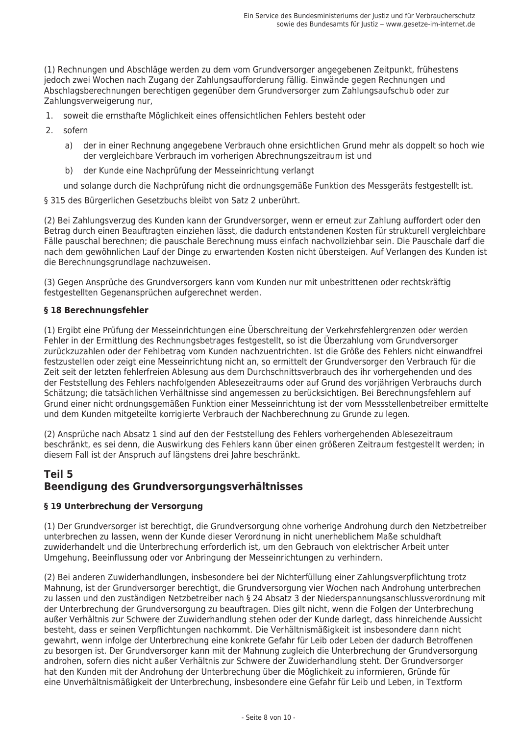(1) Rechnungen und Abschläge werden zu dem vom Grundversorger angegebenen Zeitpunkt, frühestens jedoch zwei Wochen nach Zugang der Zahlungsaufforderung fällig. Einwände gegen Rechnungen und Abschlagsberechnungen berechtigen gegenüber dem Grundversorger zum Zahlungsaufschub oder zur Zahlungsverweigerung nur,

1. soweit die ernsthafte Möglichkeit eines offensichtlichen Fehlers besteht oder
2. sofern
   a) der in einer Rechnung angegebene Verbrauch ohne ersichtlichen Grund mehr als doppelt so hoch wie der vergleichbare Verbrauch im vorherigen Abrechnungszeitraum ist und
   b) der Kunde eine Nachprüfung der Messeinrichtung verlangt

   und solange durch die Nachprüfung nicht die ordnungsgemäße Funktion des Messgeräts festgestellt ist.

§ 315 des Bürgerlichen Gesetzbuchs bleibt von Satz 2 unberührt.

(2) Bei Zahlungsverzug des Kunden kann der Grundversorger, wenn er erneut zur Zahlung auffordert oder den Betrag durch einen Beauftragten einziehen lässt, die dadurch entstandenen Kosten für strukturell vergleichbare Fälle pauschal berechnen; die pauschale Berechnung muss einfach nachvollziehbar sein. Die Pauschale darf die nach dem gewöhnlichen Lauf der Dinge zu erwartenden Kosten nicht übersteigen. Auf Verlangen des Kunden ist die Berechnungsgrundlage nachzuweisen.

(3) Gegen Ansprüche des Grundversorgers kann vom Kunden nur mit unbestrittenen oder rechtskräftig festgestellten Gegenansprüchen aufgerechnet werden.

**§ 18 Berechnungsfehler**

(1) Ergibt eine Prüfung der Messeinrichtungen eine Überschreitung der Verkehrsfehlergrenzen oder werden Fehler in der Ermittlung des Rechnungsbetrages festgestellt, so ist die Überzahlung vom Grundversorger zurückzuzahlen oder der Fehlbetrag vom Kunden nachzuentrichten. Ist die Größe des Fehlers nicht einwandfrei festzustellen oder zeigt eine Messeinrichtung nicht an, so ermittelt der Grundversorger den Verbrauch für die Zeit seit der letzten fehlerfreien Ablesung aus dem Durchschnittsverbrauch des ihr vorhergehenden und des der Feststellung des Fehlers nachfolgenden Ablesezeitraums oder auf Grund des vorjährigen Verbrauchs durch Schätzung; die tatsächlichen Verhältnisse sind angemessen zu berücksichtigen. Bei Berechnungsfehlern auf Grund einer nicht ordnungsgemäßen Funktion einer Messeinrichtung ist der vom Messstellenbetreiber ermittelte und dem Kunden mitgeteilte korrigierte Verbrauch der Nachberechnung zu Grunde zu legen.

(2) Ansprüche nach Absatz 1 sind auf den der Feststellung des Fehlers vorhergehenden Ablesezeitraum beschränkt, es sei denn, die Auswirkung des Fehlers kann über einen größeren Zeitraum festgestellt werden; in diesem Fall ist der Anspruch auf längstens drei Jahre beschränkt.

## Teil 5
## Beendigung des Grundversorgungsverhältnisses

**§ 19 Unterbrechung der Versorgung**

(1) Der Grundversorger ist berechtigt, die Grundversorgung ohne vorherige Androhung durch den Netzbetreiber unterbrechen zu lassen, wenn der Kunde dieser Verordnung in nicht unerheblichem Maße schuldhaft zuwiderhandelt und die Unterbrechung erforderlich ist, um den Gebrauch von elektrischer Arbeit unter Umgehung, Beeinflussung oder vor Anbringung der Messeinrichtungen zu verhindern.

(2) Bei anderen Zuwiderhandlungen, insbesondere bei der Nichterfüllung einer Zahlungsverpflichtung trotz Mahnung, ist der Grundversorger berechtigt, die Grundversorgung vier Wochen nach Androhung unterbrechen zu lassen und den zuständigen Netzbetreiber nach § 24 Absatz 3 der Niederspannungsanschlussverordnung mit der Unterbrechung der Grundversorgung zu beauftragen. Dies gilt nicht, wenn die Folgen der Unterbrechung außer Verhältnis zur Schwere der Zuwiderhandlung stehen oder der Kunde darlegt, dass hinreichende Aussicht besteht, dass er seinen Verpflichtungen nachkommt. Die Verhältnismäßigkeit ist insbesondere dann nicht gewahrt, wenn infolge der Unterbrechung eine konkrete Gefahr für Leib oder Leben der dadurch Betroffenen zu besorgen ist. Der Grundversorger kann mit der Mahnung zugleich die Unterbrechung der Grundversorgung androhen, sofern dies nicht außer Verhältnis zur Schwere der Zuwiderhandlung steht. Der Grundversorger hat den Kunden mit der Androhung der Unterbrechung über die Möglichkeit zu informieren, Gründe für eine Unverhältnismäßigkeit der Unterbrechung, insbesondere eine Gefahr für Leib und Leben, in Textform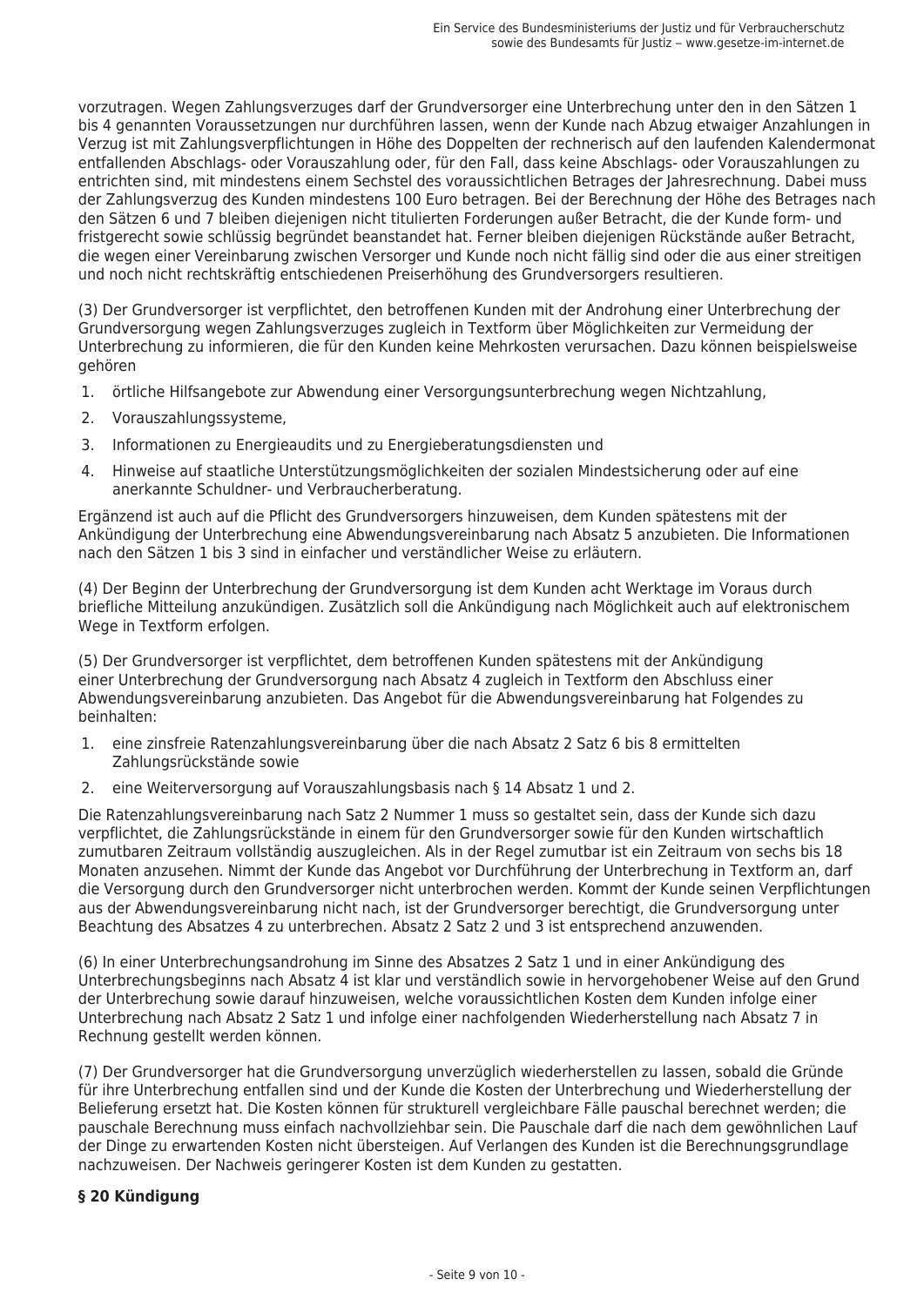vorzutragen. Wegen Zahlungsverzuges darf der Grundversorger eine Unterbrechung unter den in den Sätzen 1 bis 4 genannten Voraussetzungen nur durchführen lassen, wenn der Kunde nach Abzug etwaiger Anzahlungen in Verzug ist mit Zahlungsverpflichtungen in Höhe des Doppelten der rechnerisch auf den laufenden Kalendermonat entfallenden Abschlags- oder Vorauszahlung oder, für den Fall, dass keine Abschlags- oder Vorauszahlungen zu entrichten sind, mit mindestens einem Sechstel des voraussichtlichen Betrages der Jahresrechnung. Dabei muss der Zahlungsverzug des Kunden mindestens 100 Euro betragen. Bei der Berechnung der Höhe des Betrages nach den Sätzen 6 und 7 bleiben diejenigen nicht titulierten Forderungen außer Betracht, die der Kunde form- und fristgerecht sowie schlüssig begründet beanstandet hat. Ferner bleiben diejenigen Rückstände außer Betracht, die wegen einer Vereinbarung zwischen Versorger und Kunde noch nicht fällig sind oder die aus einer streitigen und noch nicht rechtskräftig entschiedenen Preiserhöhung des Grundversorgers resultieren.

(3) Der Grundversorger ist verpflichtet, den betroffenen Kunden mit der Androhung einer Unterbrechung der Grundversorgung wegen Zahlungsverzuges zugleich in Textform über Möglichkeiten zur Vermeidung der Unterbrechung zu informieren, die für den Kunden keine Mehrkosten verursachen. Dazu können beispielsweise gehören

1. örtliche Hilfsangebote zur Abwendung einer Versorgungsunterbrechung wegen Nichtzahlung,
2. Vorauszahlungssysteme,
3. Informationen zu Energieaudits und zu Energieberatungsdiensten und
4. Hinweise auf staatliche Unterstützungsmöglichkeiten der sozialen Mindestsicherung oder auf eine anerkannte Schuldner- und Verbraucherberatung.

Ergänzend ist auch auf die Pflicht des Grundversorgers hinzuweisen, dem Kunden spätestens mit der Ankündigung der Unterbrechung eine Abwendungsvereinbarung nach Absatz 5 anzubieten. Die Informationen nach den Sätzen 1 bis 3 sind in einfacher und verständlicher Weise zu erläutern.

(4) Der Beginn der Unterbrechung der Grundversorgung ist dem Kunden acht Werktage im Voraus durch briefliche Mitteilung anzukündigen. Zusätzlich soll die Ankündigung nach Möglichkeit auch auf elektronischem Wege in Textform erfolgen.

(5) Der Grundversorger ist verpflichtet, dem betroffenen Kunden spätestens mit der Ankündigung einer Unterbrechung der Grundversorgung nach Absatz 4 zugleich in Textform den Abschluss einer Abwendungsvereinbarung anzubieten. Das Angebot für die Abwendungsvereinbarung hat Folgendes zu beinhalten:

1. eine zinsfreie Ratenzahlungsvereinbarung über die nach Absatz 2 Satz 6 bis 8 ermittelten Zahlungsrückstände sowie
2. eine Weiterversorgung auf Vorauszahlungsbasis nach § 14 Absatz 1 und 2.

Die Ratenzahlungsvereinbarung nach Satz 2 Nummer 1 muss so gestaltet sein, dass der Kunde sich dazu verpflichtet, die Zahlungsrückstände in einem für den Grundversorger sowie für den Kunden wirtschaftlich zumutbaren Zeitraum vollständig auszugleichen. Als in der Regel zumutbar ist ein Zeitraum von sechs bis 18 Monaten anzusehen. Nimmt der Kunde das Angebot vor Durchführung der Unterbrechung in Textform an, darf die Versorgung durch den Grundversorger nicht unterbrochen werden. Kommt der Kunde seinen Verpflichtungen aus der Abwendungsvereinbarung nicht nach, ist der Grundversorger berechtigt, die Grundversorgung unter Beachtung des Absatzes 4 zu unterbrechen. Absatz 2 Satz 2 und 3 ist entsprechend anzuwenden.

(6) In einer Unterbrechungsandrohung im Sinne des Absatzes 2 Satz 1 und in einer Ankündigung des Unterbrechungsbeginns nach Absatz 4 ist klar und verständlich sowie in hervorgehobener Weise auf den Grund der Unterbrechung sowie darauf hinzuweisen, welche voraussichtlichen Kosten dem Kunden infolge einer Unterbrechung nach Absatz 2 Satz 1 und infolge einer nachfolgenden Wiederherstellung nach Absatz 7 in Rechnung gestellt werden können.

(7) Der Grundversorger hat die Grundversorgung unverzüglich wiederherstellen zu lassen, sobald die Gründe für ihre Unterbrechung entfallen sind und der Kunde die Kosten der Unterbrechung und Wiederherstellung der Belieferung ersetzt hat. Die Kosten können für strukturell vergleichbare Fälle pauschal berechnet werden; die pauschale Berechnung muss einfach nachvollziehbar sein. Die Pauschale darf die nach dem gewöhnlichen Lauf der Dinge zu erwartenden Kosten nicht übersteigen. Auf Verlangen des Kunden ist die Berechnungsgrundlage nachzuweisen. Der Nachweis geringerer Kosten ist dem Kunden zu gestatten.

## § 20 Kündigung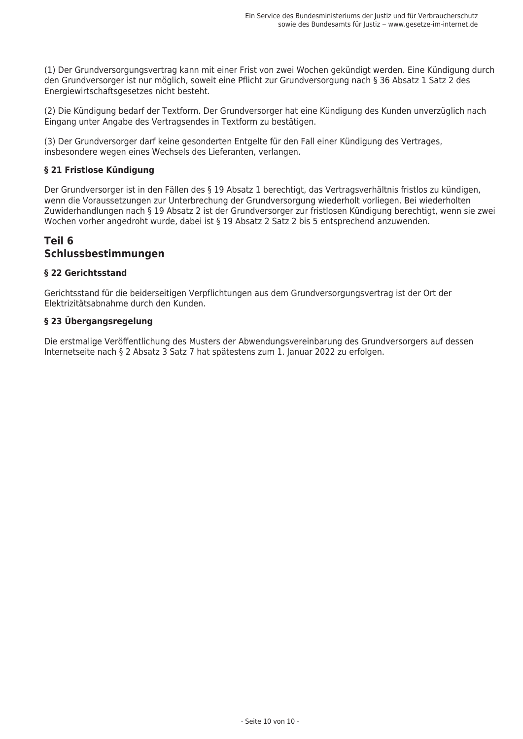(1) Der Grundversorgungsvertrag kann mit einer Frist von zwei Wochen gekündigt werden. Eine Kündigung durch den Grundversorger ist nur möglich, soweit eine Pflicht zur Grundversorgung nach § 36 Absatz 1 Satz 2 des Energiewirtschaftsgesetzes nicht besteht.

(2) Die Kündigung bedarf der Textform. Der Grundversorger hat eine Kündigung des Kunden unverzüglich nach Eingang unter Angabe des Vertragsendes in Textform zu bestätigen.

(3) Der Grundversorger darf keine gesonderten Entgelte für den Fall einer Kündigung des Vertrages, insbesondere wegen eines Wechsels des Lieferanten, verlangen.

### § 21 Fristlose Kündigung

Der Grundversorger ist in den Fällen des § 19 Absatz 1 berechtigt, das Vertragsverhältnis fristlos zu kündigen, wenn die Voraussetzungen zur Unterbrechung der Grundversorgung wiederholt vorliegen. Bei wiederholten Zuwiderhandlungen nach § 19 Absatz 2 ist der Grundversorger zur fristlosen Kündigung berechtigt, wenn sie zwei Wochen vorher angedroht wurde, dabei ist § 19 Absatz 2 Satz 2 bis 5 entsprechend anzuwenden.

## Teil 6
## Schlussbestimmungen

### § 22 Gerichtsstand

Gerichtsstand für die beiderseitigen Verpflichtungen aus dem Grundversorgungsvertrag ist der Ort der Elektrizitätsabnahme durch den Kunden.

### § 23 Übergangsregelung

Die erstmalige Veröffentlichung des Musters der Abwendungsvereinbarung des Grundversorgers auf dessen Internetseite nach § 2 Absatz 3 Satz 7 hat spätestens zum 1. Januar 2022 zu erfolgen.